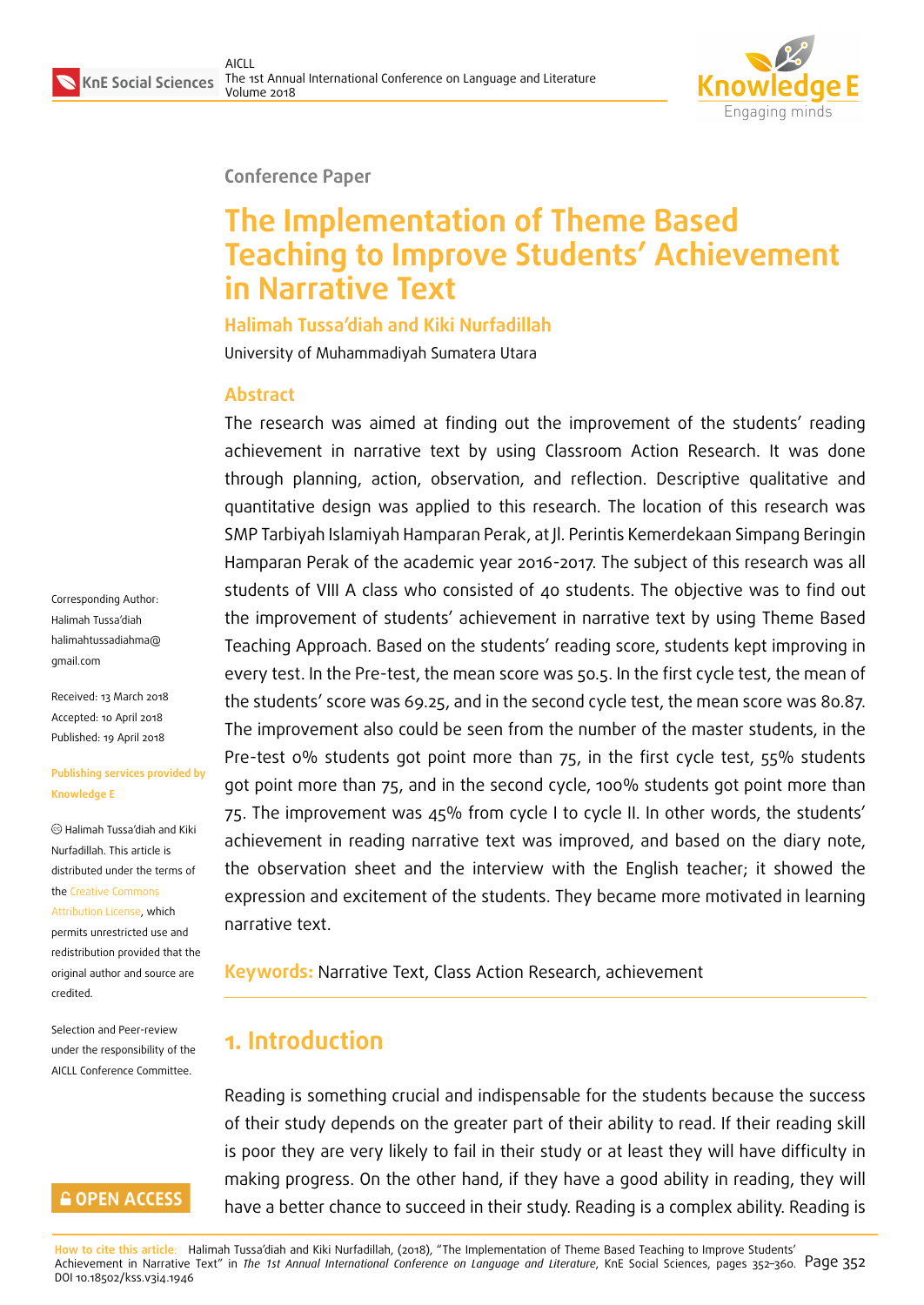Conference Paper

# The Implementation of Theme Based Teaching to Improve Students' Achievement in Narrative Text

**Halimah Tussa'diah and Kiki Nurfadillah**

University of Muhammadiyah Sumatera Utara

Corresponding Author:
Halimah Tussa'diah
halimahtussadiahma@gmail.com

Received: 13 March 2018
Accepted: 10 April 2018
Published: 19 April 2018

Publishing services provided by Knowledge E

© Halimah Tussa'diah and Kiki Nurfadillah. This article is distributed under the terms of the Creative Commons Attribution License, which permits unrestricted use and redistribution provided that the original author and source are credited.

Selection and Peer-review under the responsibility of the AICLL Conference Committee.

## Abstract

The research was aimed at finding out the improvement of the students' reading achievement in narrative text by using Classroom Action Research. It was done through planning, action, observation, and reflection. Descriptive qualitative and quantitative design was applied to this research. The location of this research was SMP Tarbiyah Islamiyah Hamparan Perak, at Jl. Perintis Kemerdekaan Simpang Beringin Hamparan Perak of the academic year 2016-2017. The subject of this research was all students of VIII A class who consisted of 40 students. The objective was to find out the improvement of students' achievement in narrative text by using Theme Based Teaching Approach. Based on the students' reading score, students kept improving in every test. In the Pre-test, the mean score was 50.5. In the first cycle test, the mean of the students' score was 69.25, and in the second cycle test, the mean score was 80.87. The improvement also could be seen from the number of the master students, in the Pre-test 0% students got point more than 75, in the first cycle test, 55% students got point more than 75, and in the second cycle, 100% students got point more than 75. The improvement was 45% from cycle I to cycle II. In other words, the students' achievement in reading narrative text was improved, and based on the diary note, the observation sheet and the interview with the English teacher; it showed the expression and excitement of the students. They became more motivated in learning narrative text.

**Keywords:** Narrative Text, Class Action Research, achievement

## 1. Introduction

Reading is something crucial and indispensable for the students because the success of their study depends on the greater part of their ability to read. If their reading skill is poor they are very likely to fail in their study or at least they will have difficulty in making progress. On the other hand, if they have a good ability in reading, they will have a better chance to succeed in their study. Reading is a complex ability. Reading is

**How to cite this article:** Halimah Tussa'diah and Kiki Nurfadillah, (2018), "The Implementation of Theme Based Teaching to Improve Students' Achievement in Narrative Text" in *The 1st Annual International Conference on Language and Literature*, KnE Social Sciences, pages 352–360. DOI 10.18502/kss.v3i4.1946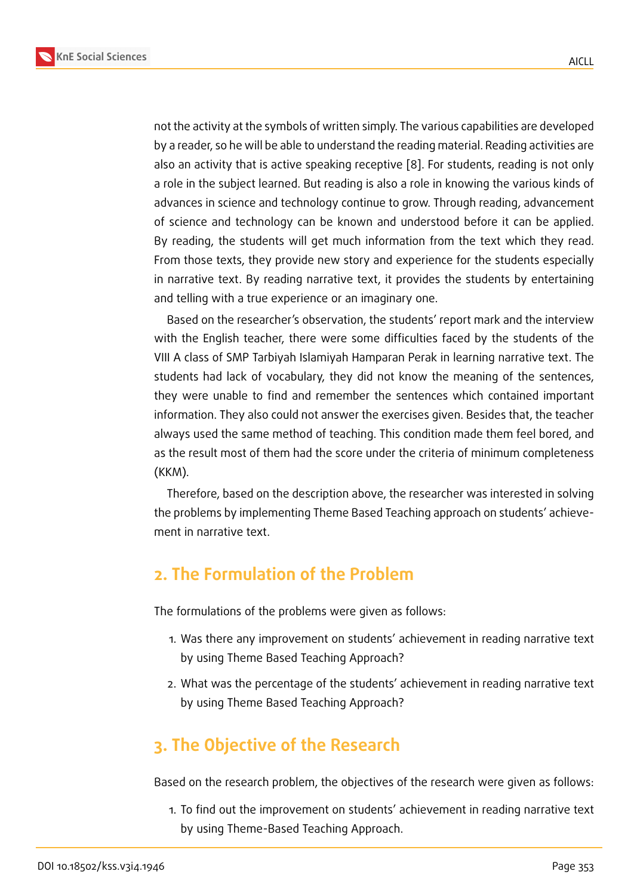not the activity at the symbols of written simply. The various capabilities are developed by a reader, so he will be able to understand the reading material. Reading activities are also an activity that is active speaking receptive [8]. For students, reading is not only a role in the subject learned. But reading is also a role in knowing the various kinds of advances in science and technology continue to grow. Through reading, advancement of science and technology can be known and understood before it can be applied. By reading, the students will get much information from the text which they read. From those texts, they provide new story and experience for the students especially in narrative text. By reading narrative text, it provides the students by entertaining and telling with a true experience or an imaginary one.

Based on the researcher's observation, the students' report mark and the interview with the English teacher, there were some difficulties faced by the students of the VIII A class of SMP Tarbiyah Islamiyah Hamparan Perak in learning narrative text. The students had lack of vocabulary, they did not know the meaning of the sentences, they were unable to find and remember the sentences which contained important information. They also could not answer the exercises given. Besides that, the teacher always used the same method of teaching. This condition made them feel bored, and as the result most of them had the score under the criteria of minimum completeness (KKM).

Therefore, based on the description above, the researcher was interested in solving the problems by implementing Theme Based Teaching approach on students' achievement in narrative text.

## 2. The Formulation of the Problem

The formulations of the problems were given as follows:

1. Was there any improvement on students' achievement in reading narrative text by using Theme Based Teaching Approach?
2. What was the percentage of the students' achievement in reading narrative text by using Theme Based Teaching Approach?

## 3. The Objective of the Research

Based on the research problem, the objectives of the research were given as follows:

1. To find out the improvement on students' achievement in reading narrative text by using Theme-Based Teaching Approach.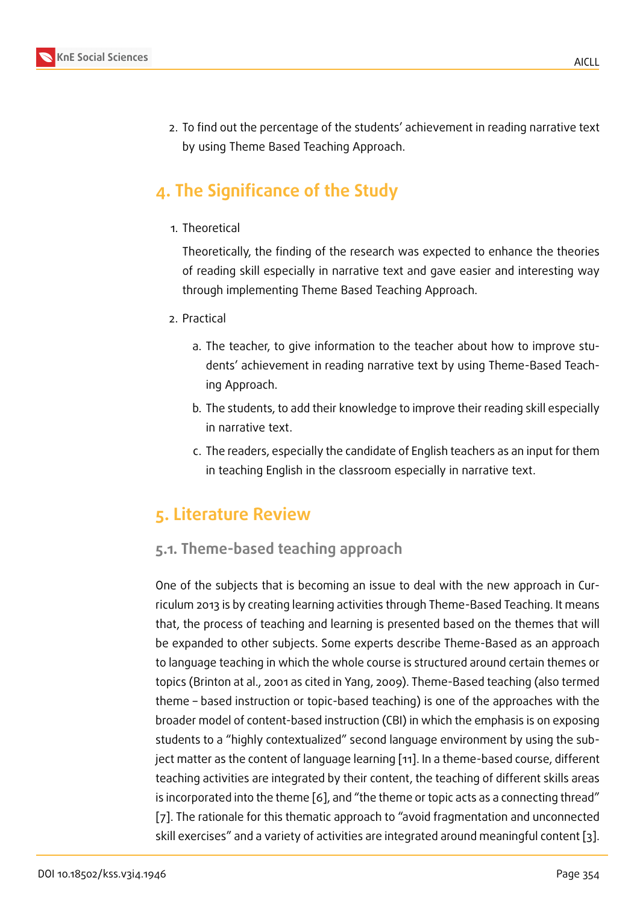2. To find out the percentage of the students' achievement in reading narrative text by using Theme Based Teaching Approach.

## 4. The Significance of the Study

1. Theoretical

   Theoretically, the finding of the research was expected to enhance the theories of reading skill especially in narrative text and gave easier and interesting way through implementing Theme Based Teaching Approach.

2. Practical

   a. The teacher, to give information to the teacher about how to improve students' achievement in reading narrative text by using Theme-Based Teaching Approach.

   b. The students, to add their knowledge to improve their reading skill especially in narrative text.

   c. The readers, especially the candidate of English teachers as an input for them in teaching English in the classroom especially in narrative text.

## 5. Literature Review

### 5.1. Theme-based teaching approach

One of the subjects that is becoming an issue to deal with the new approach in Curriculum 2013 is by creating learning activities through Theme-Based Teaching. It means that, the process of teaching and learning is presented based on the themes that will be expanded to other subjects. Some experts describe Theme-Based as an approach to language teaching in which the whole course is structured around certain themes or topics (Brinton at al., 2001 as cited in Yang, 2009). Theme-Based teaching (also termed theme – based instruction or topic-based teaching) is one of the approaches with the broader model of content-based instruction (CBI) in which the emphasis is on exposing students to a "highly contextualized" second language environment by using the subject matter as the content of language learning [11]. In a theme-based course, different teaching activities are integrated by their content, the teaching of different skills areas is incorporated into the theme [6], and "the theme or topic acts as a connecting thread" [7]. The rationale for this thematic approach to "avoid fragmentation and unconnected skill exercises" and a variety of activities are integrated around meaningful content [3].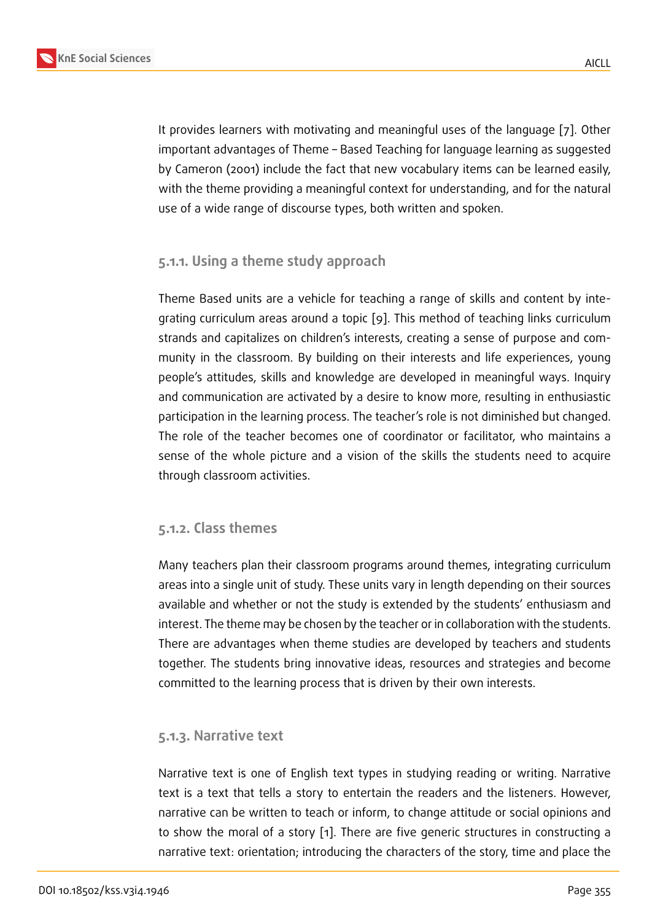It provides learners with motivating and meaningful uses of the language [7]. Other important advantages of Theme – Based Teaching for language learning as suggested by Cameron (2001) include the fact that new vocabulary items can be learned easily, with the theme providing a meaningful context for understanding, and for the natural use of a wide range of discourse types, both written and spoken.

### 5.1.1. Using a theme study approach

Theme Based units are a vehicle for teaching a range of skills and content by integrating curriculum areas around a topic [9]. This method of teaching links curriculum strands and capitalizes on children's interests, creating a sense of purpose and community in the classroom. By building on their interests and life experiences, young people's attitudes, skills and knowledge are developed in meaningful ways. Inquiry and communication are activated by a desire to know more, resulting in enthusiastic participation in the learning process. The teacher's role is not diminished but changed. The role of the teacher becomes one of coordinator or facilitator, who maintains a sense of the whole picture and a vision of the skills the students need to acquire through classroom activities.

### 5.1.2. Class themes

Many teachers plan their classroom programs around themes, integrating curriculum areas into a single unit of study. These units vary in length depending on their sources available and whether or not the study is extended by the students' enthusiasm and interest. The theme may be chosen by the teacher or in collaboration with the students. There are advantages when theme studies are developed by teachers and students together. The students bring innovative ideas, resources and strategies and become committed to the learning process that is driven by their own interests.

### 5.1.3. Narrative text

Narrative text is one of English text types in studying reading or writing. Narrative text is a text that tells a story to entertain the readers and the listeners. However, narrative can be written to teach or inform, to change attitude or social opinions and to show the moral of a story [1]. There are five generic structures in constructing a narrative text: orientation; introducing the characters of the story, time and place the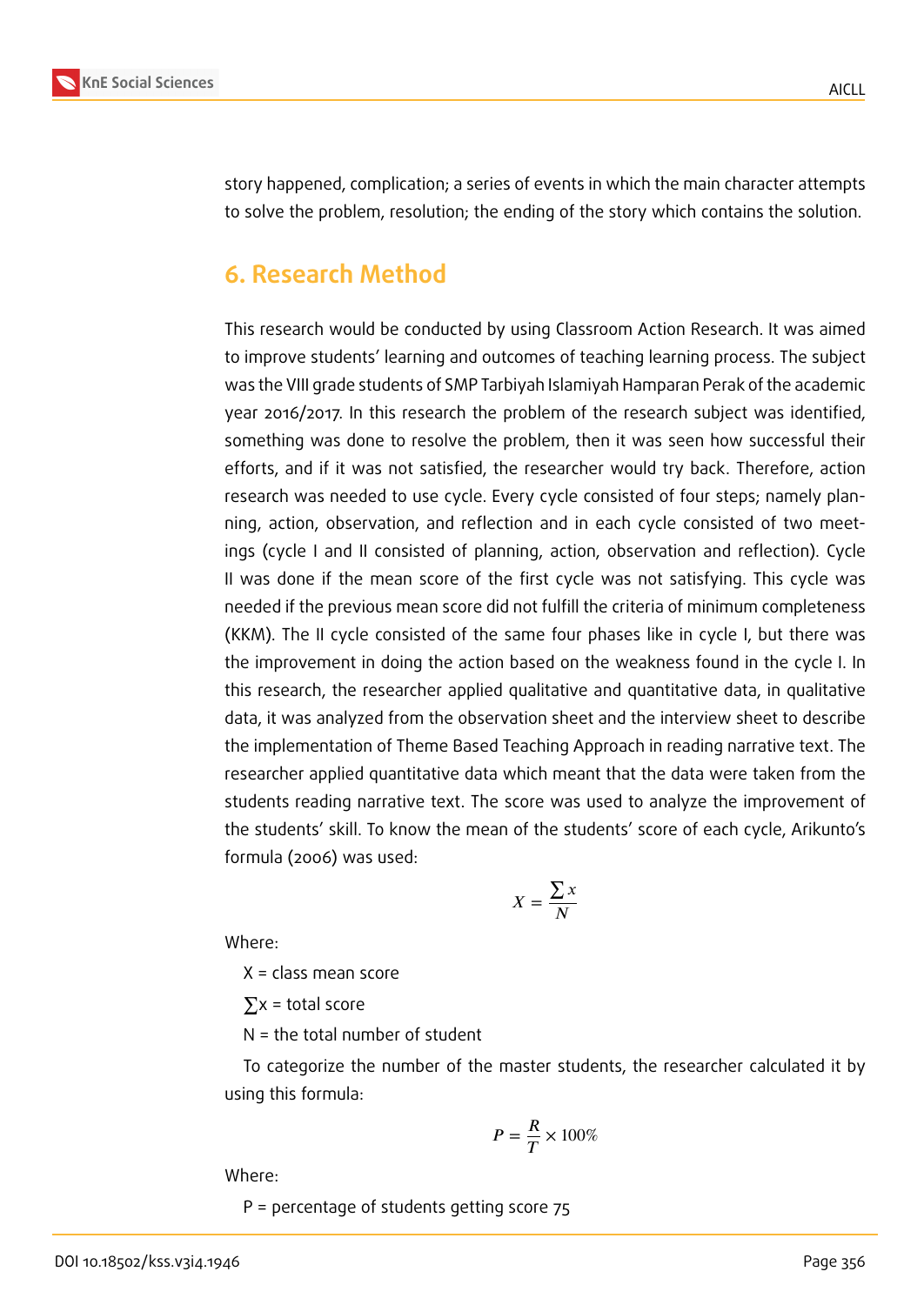story happened, complication; a series of events in which the main character attempts to solve the problem, resolution; the ending of the story which contains the solution.

## 6. Research Method

This research would be conducted by using Classroom Action Research. It was aimed to improve students' learning and outcomes of teaching learning process. The subject was the VIII grade students of SMP Tarbiyah Islamiyah Hamparan Perak of the academic year 2016/2017. In this research the problem of the research subject was identified, something was done to resolve the problem, then it was seen how successful their efforts, and if it was not satisfied, the researcher would try back. Therefore, action research was needed to use cycle. Every cycle consisted of four steps; namely planning, action, observation, and reflection and in each cycle consisted of two meetings (cycle I and II consisted of planning, action, observation and reflection). Cycle II was done if the mean score of the first cycle was not satisfying. This cycle was needed if the previous mean score did not fulfill the criteria of minimum completeness (KKM). The II cycle consisted of the same four phases like in cycle I, but there was the improvement in doing the action based on the weakness found in the cycle I. In this research, the researcher applied qualitative and quantitative data, in qualitative data, it was analyzed from the observation sheet and the interview sheet to describe the implementation of Theme Based Teaching Approach in reading narrative text. The researcher applied quantitative data which meant that the data were taken from the students reading narrative text. The score was used to analyze the improvement of the students' skill. To know the mean of the students' score of each cycle, Arikunto's formula (2006) was used:

$$X = \frac{\sum x}{N}$$

Where:

X = class mean score

$\sum x$ = total score

N = the total number of student

To categorize the number of the master students, the researcher calculated it by using this formula:

$$P = \frac{R}{T} \times 100\%$$

Where:

P = percentage of students getting score 75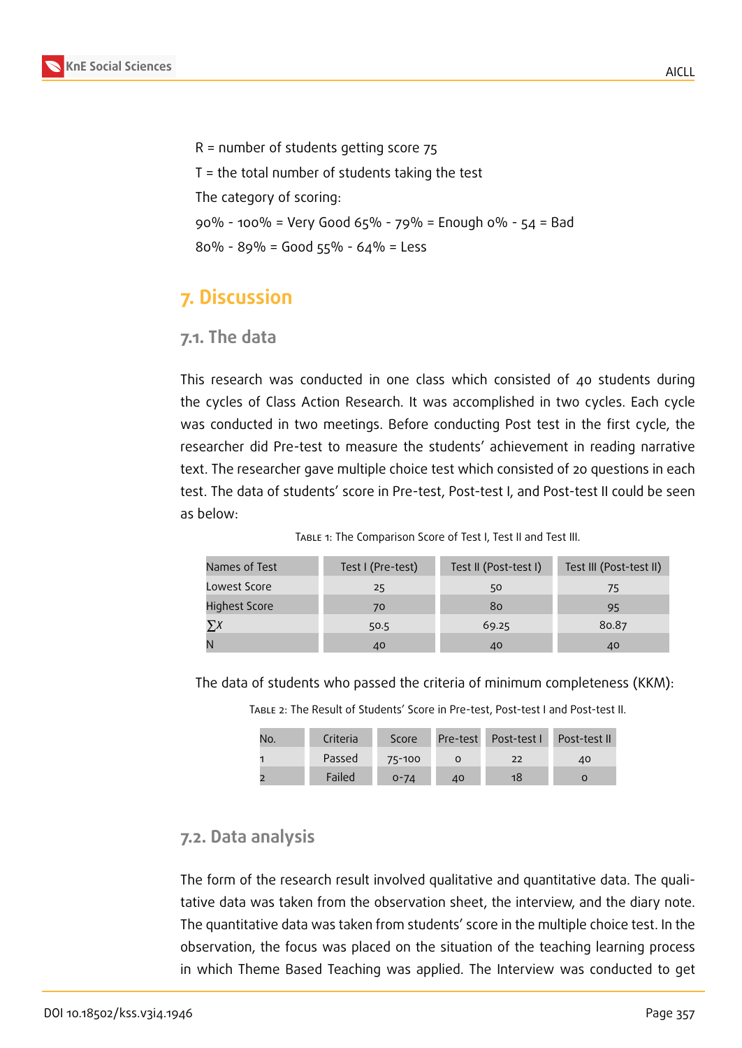R = number of students getting score 75

T = the total number of students taking the test

The category of scoring:

90% - 100% = Very Good 65% - 79% = Enough 0% - 54 = Bad

80% - 89% = Good 55% - 64% = Less

# 7. Discussion

## 7.1. The data

This research was conducted in one class which consisted of 40 students during the cycles of Class Action Research. It was accomplished in two cycles. Each cycle was conducted in two meetings. Before conducting Post test in the first cycle, the researcher did Pre-test to measure the students' achievement in reading narrative text. The researcher gave multiple choice test which consisted of 20 questions in each test. The data of students' score in Pre-test, Post-test I, and Post-test II could be seen as below:

Table 1: The Comparison Score of Test I, Test II and Test III.

| Names of Test | Test I (Pre-test) | Test II (Post-test I) | Test III (Post-test II) |
|---|---|---|---|
| Lowest Score | 25 | 50 | 75 |
| Highest Score | 70 | 80 | 95 |
| $\sum X$ | 50.5 | 69.25 | 80.87 |
| N | 40 | 40 | 40 |

The data of students who passed the criteria of minimum completeness (KKM):

Table 2: The Result of Students' Score in Pre-test, Post-test I and Post-test II.

| No. | Criteria | Score | Pre-test | Post-test I | Post-test II |
|---|---|---|---|---|---|
| 1 | Passed | 75-100 | 0 | 22 | 40 |
| 2 | Failed | 0-74 | 40 | 18 | 0 |

## 7.2. Data analysis

The form of the research result involved qualitative and quantitative data. The qualitative data was taken from the observation sheet, the interview, and the diary note. The quantitative data was taken from students' score in the multiple choice test. In the observation, the focus was placed on the situation of the teaching learning process in which Theme Based Teaching was applied. The Interview was conducted to get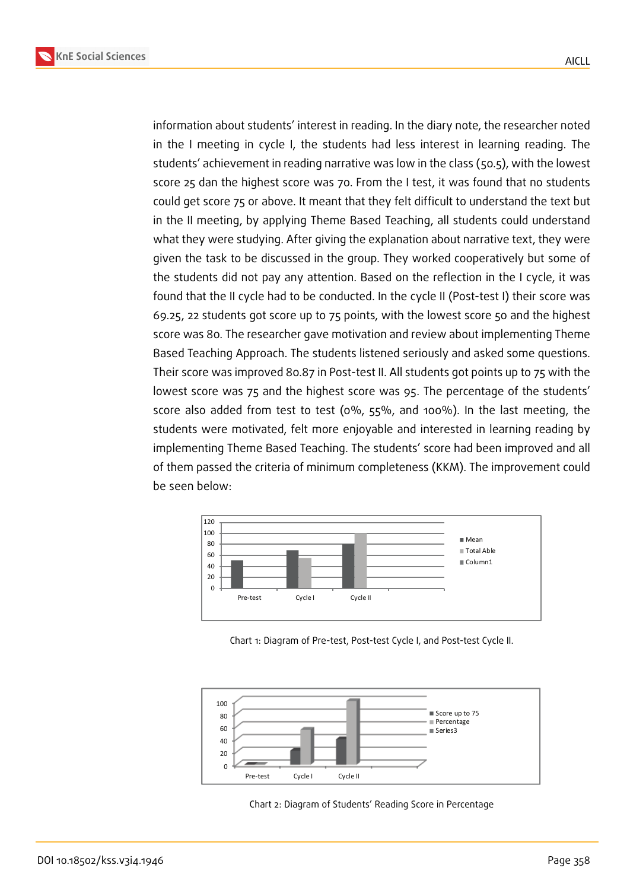information about students' interest in reading. In the diary note, the researcher noted in the I meeting in cycle I, the students had less interest in learning reading. The students' achievement in reading narrative was low in the class (50.5), with the lowest score 25 dan the highest score was 70. From the I test, it was found that no students could get score 75 or above. It meant that they felt difficult to understand the text but in the II meeting, by applying Theme Based Teaching, all students could understand what they were studying. After giving the explanation about narrative text, they were given the task to be discussed in the group. They worked cooperatively but some of the students did not pay any attention. Based on the reflection in the I cycle, it was found that the II cycle had to be conducted. In the cycle II (Post-test I) their score was 69.25, 22 students got score up to 75 points, with the lowest score 50 and the highest score was 80. The researcher gave motivation and review about implementing Theme Based Teaching Approach. The students listened seriously and asked some questions. Their score was improved 80.87 in Post-test II. All students got points up to 75 with the lowest score was 75 and the highest score was 95. The percentage of the students' score also added from test to test (0%, 55%, and 100%). In the last meeting, the students were motivated, felt more enjoyable and interested in learning reading by implementing Theme Based Teaching. The students' score had been improved and all of them passed the criteria of minimum completeness (KKM). The improvement could be seen below:

Chart 1: Diagram of Pre-test, Post-test Cycle I, and Post-test Cycle II.

Chart 2: Diagram of Students' Reading Score in Percentage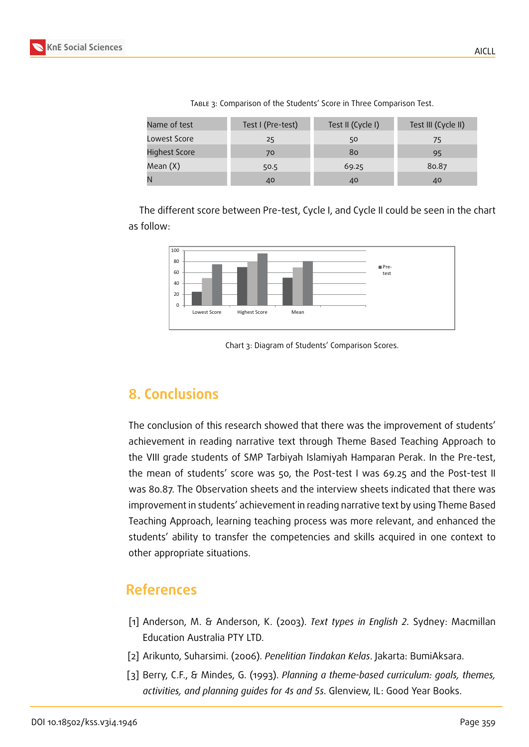Table 3: Comparison of the Students' Score in Three Comparison Test.

| Name of test | Test I (Pre-test) | Test II (Cycle I) | Test III (Cycle II) |
|---|---|---|---|
| Lowest Score | 25 | 50 | 75 |
| Highest Score | 70 | 80 | 95 |
| Mean (X) | 50.5 | 69.25 | 80.87 |
| N | 40 | 40 | 40 |

The different score between Pre-test, Cycle I, and Cycle II could be seen in the chart as follow:

Chart 3: Diagram of Students' Comparison Scores.

## 8. Conclusions

The conclusion of this research showed that there was the improvement of students' achievement in reading narrative text through Theme Based Teaching Approach to the VIII grade students of SMP Tarbiyah Islamiyah Hamparan Perak. In the Pre-test, the mean of students' score was 50, the Post-test I was 69.25 and the Post-test II was 80.87. The Observation sheets and the interview sheets indicated that there was improvement in students' achievement in reading narrative text by using Theme Based Teaching Approach, learning teaching process was more relevant, and enhanced the students' ability to transfer the competencies and skills acquired in one context to other appropriate situations.

## References

[1] Anderson, M. & Anderson, K. (2003). *Text types in English 2*. Sydney: Macmillan Education Australia PTY LTD.

[2] Arikunto, Suharsimi. (2006). *Penelitian Tindakan Kelas*. Jakarta: BumiAksara.

[3] Berry, C.F., & Mindes, G. (1993). *Planning a theme-based curriculum: goals, themes, activities, and planning guides for 4s and 5s*. Glenview, IL: Good Year Books.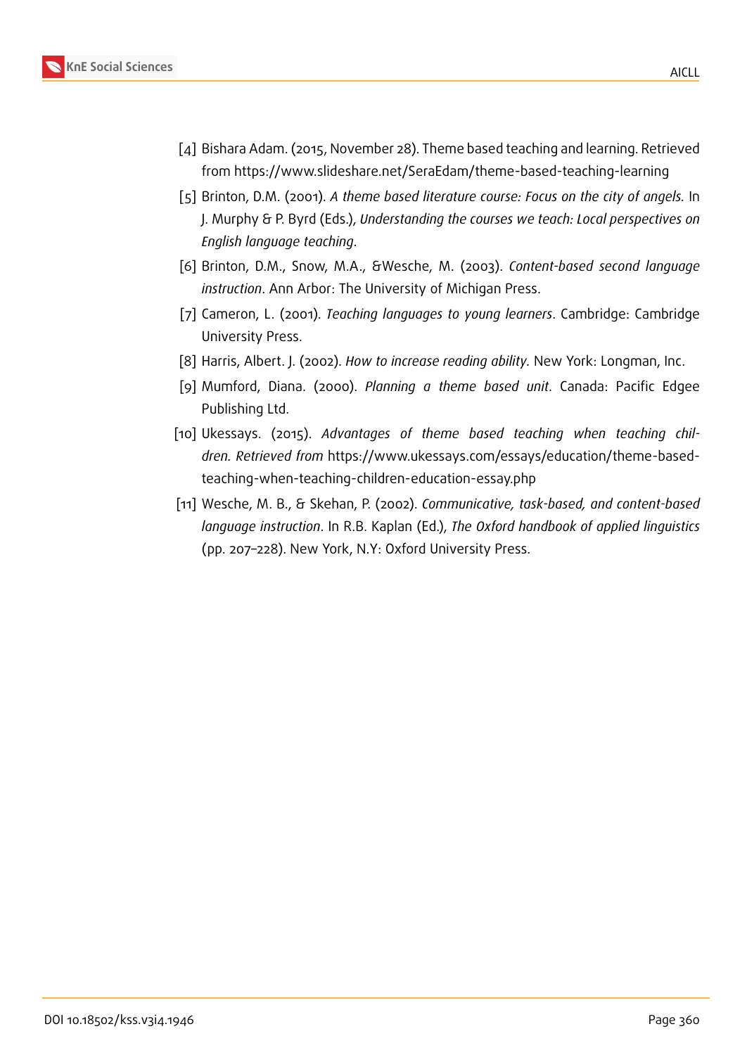[4] Bishara Adam. (2015, November 28). Theme based teaching and learning. Retrieved from https://www.slideshare.net/SeraEdam/theme-based-teaching-learning

[5] Brinton, D.M. (2001). *A theme based literature course: Focus on the city of angels.* In J. Murphy & P. Byrd (Eds.), *Understanding the courses we teach: Local perspectives on English language teaching*.

[6] Brinton, D.M., Snow, M.A., &Wesche, M. (2003). *Content-based second language instruction*. Ann Arbor: The University of Michigan Press.

[7] Cameron, L. (2001). *Teaching languages to young learners*. Cambridge: Cambridge University Press.

[8] Harris, Albert. J. (2002). *How to increase reading ability.* New York: Longman, Inc.

[9] Mumford, Diana. (2000). *Planning a theme based unit*. Canada: Pacific Edgee Publishing Ltd.

[10] Ukessays. (2015). *Advantages of theme based teaching when teaching children. Retrieved from* https://www.ukessays.com/essays/education/theme-based-teaching-when-teaching-children-education-essay.php

[11] Wesche, M. B., & Skehan, P. (2002). *Communicative, task-based, and content-based language instruction*. In R.B. Kaplan (Ed.), *The Oxford handbook of applied linguistics* (pp. 207–228). New York, N.Y: Oxford University Press.